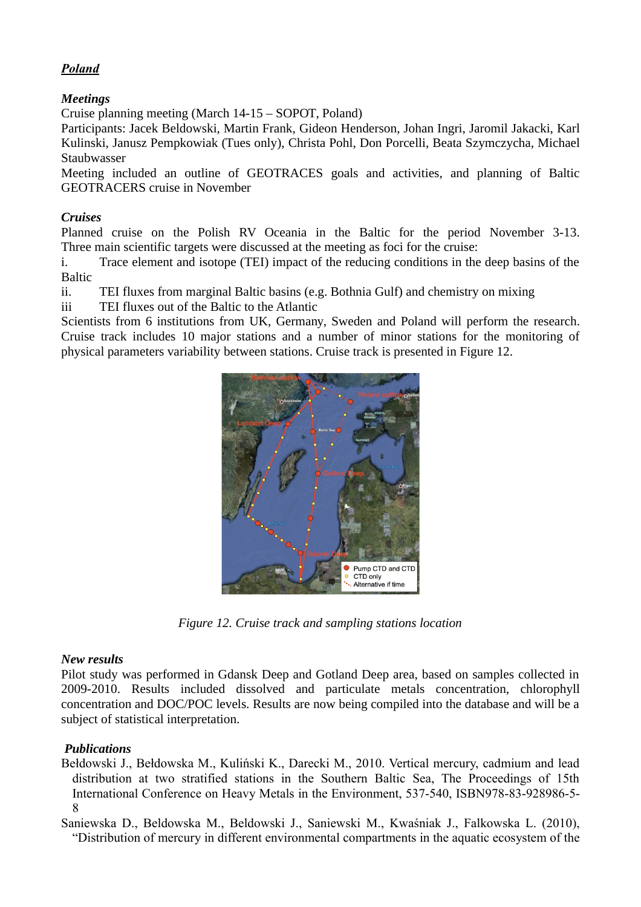***Poland***

***Meetings***

Cruise planning meeting (March 14-15 – SOPOT, Poland)

Participants: Jacek Beldowski, Martin Frank, Gideon Henderson, Johan Ingri, Jaromil Jakacki, Karl Kulinski, Janusz Pempkowiak (Tues only), Christa Pohl, Don Porcelli, Beata Szymczycha, Michael Staubwasser

Meeting included an outline of GEOTRACES goals and activities, and planning of Baltic GEOTRACERS cruise in November

***Cruises***

Planned cruise on the Polish RV Oceania in the Baltic for the period November 3-13. Three main scientific targets were discussed at the meeting as foci for the cruise:

i. Trace element and isotope (TEI) impact of the reducing conditions in the deep basins of the Baltic

ii. TEI fluxes from marginal Baltic basins (e.g. Bothnia Gulf) and chemistry on mixing

iii TEI fluxes out of the Baltic to the Atlantic

Scientists from 6 institutions from UK, Germany, Sweden and Poland will perform the research. Cruise track includes 10 major stations and a number of minor stations for the monitoring of physical parameters variability between stations. Cruise track is presented in Figure 12.

*Figure 12. Cruise track and sampling stations location*

***New results***

Pilot study was performed in Gdansk Deep and Gotland Deep area, based on samples collected in 2009-2010. Results included dissolved and particulate metals concentration, chlorophyll concentration and DOC/POC levels. Results are now being compiled into the database and will be a subject of statistical interpretation.

***Publications***

Bełdowski J., Bełdowska M., Kuliński K., Darecki M., 2010. Vertical mercury, cadmium and lead distribution at two stratified stations in the Southern Baltic Sea, The Proceedings of 15th International Conference on Heavy Metals in the Environment, 537-540, ISBN978-83-928986-5-8

Saniewska D., Beldowska M., Beldowski J., Saniewski M., Kwaśniak J., Falkowska L. (2010), "Distribution of mercury in different environmental compartments in the aquatic ecosystem of the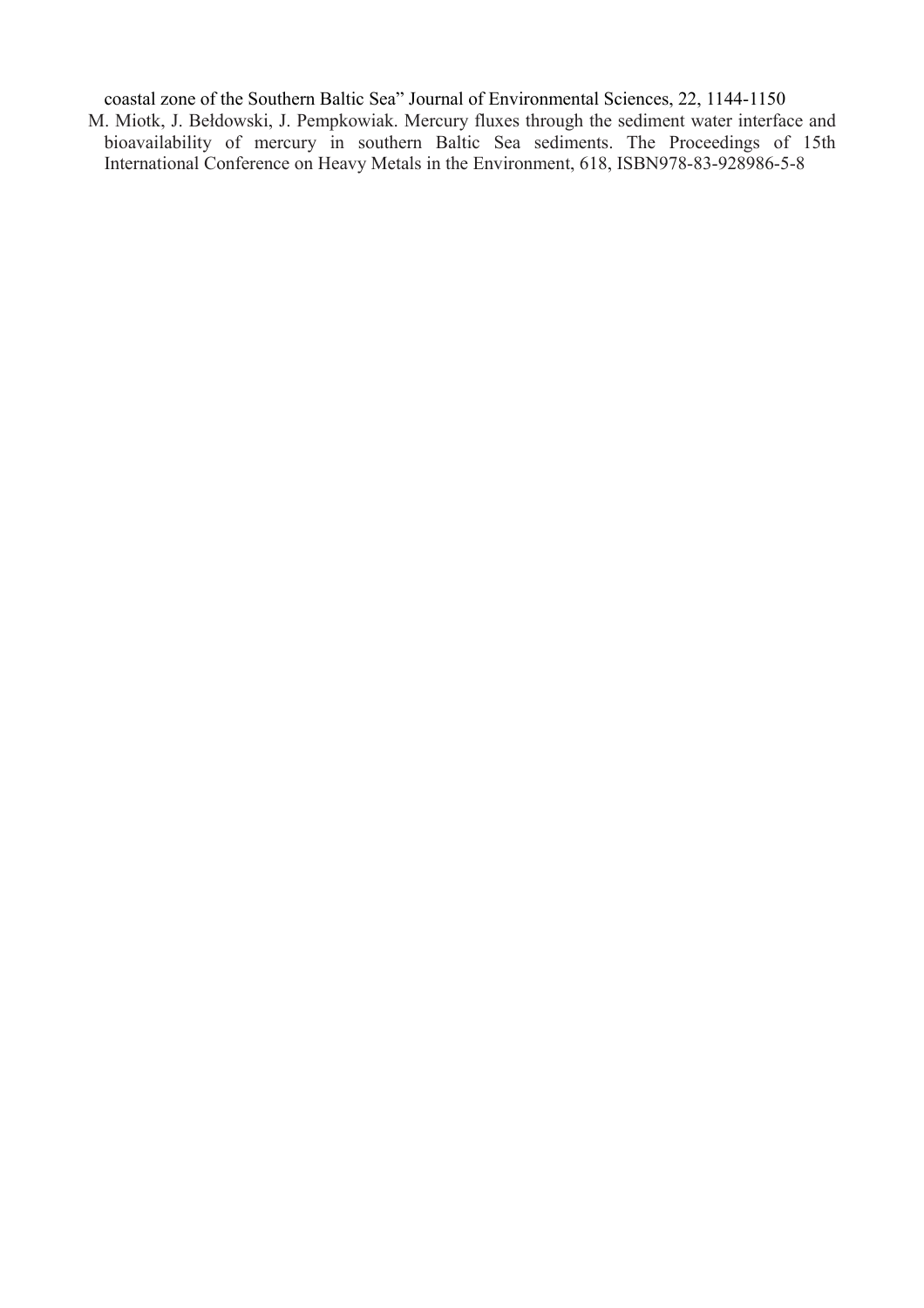coastal zone of the Southern Baltic Sea" Journal of Environmental Sciences, 22, 1144-1150

M. Miotk, J. Bełdowski, J. Pempkowiak. Mercury fluxes through the sediment water interface and bioavailability of mercury in southern Baltic Sea sediments. The Proceedings of 15th International Conference on Heavy Metals in the Environment, 618, ISBN978-83-928986-5-8